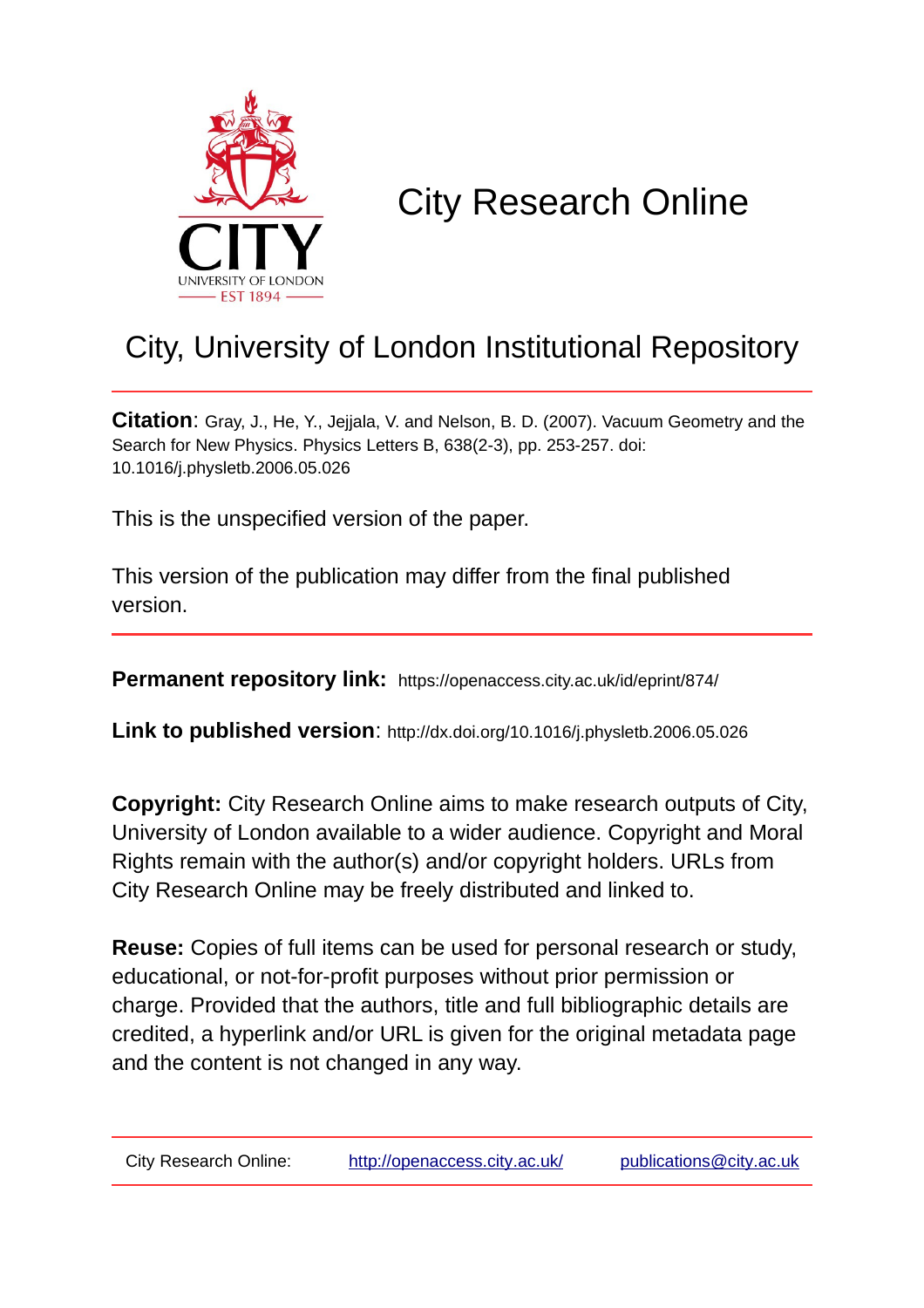# City Research Online

## City, University of London Institutional Repository

**Citation**: Gray, J., He, Y., Jejjala, V. and Nelson, B. D. (2007). Vacuum Geometry and the Search for New Physics. Physics Letters B, 638(2-3), pp. 253-257. doi: 10.1016/j.physletb.2006.05.026

This is the unspecified version of the paper.

This version of the publication may differ from the final published version.

**Permanent repository link:** https://openaccess.city.ac.uk/id/eprint/874/

**Link to published version**: http://dx.doi.org/10.1016/j.physletb.2006.05.026

**Copyright:** City Research Online aims to make research outputs of City, University of London available to a wider audience. Copyright and Moral Rights remain with the author(s) and/or copyright holders. URLs from City Research Online may be freely distributed and linked to.

**Reuse:** Copies of full items can be used for personal research or study, educational, or not-for-profit purposes without prior permission or charge. Provided that the authors, title and full bibliographic details are credited, a hyperlink and/or URL is given for the original metadata page and the content is not changed in any way.

City Research Online: http://openaccess.city.ac.uk/ publications@city.ac.uk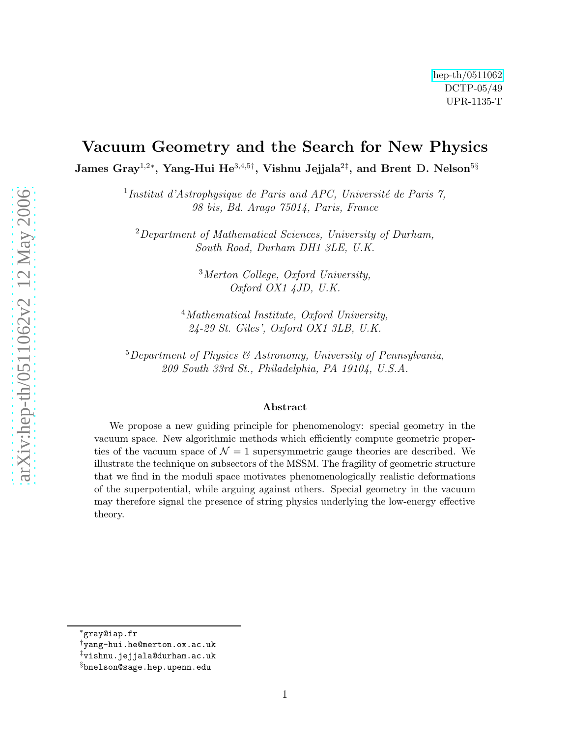hep-th/0511062
DCTP-05/49
UPR-1135-T

# Vacuum Geometry and the Search for New Physics

**James Gray[1,2*], Yang-Hui He[3,4,5†], Vishnu Jejjala[2‡], and Brent D. Nelson[5§]**

[1] *Institut d'Astrophysique de Paris and APC, Université de Paris 7, 98 bis, Bd. Arago 75014, Paris, France*

[2] *Department of Mathematical Sciences, University of Durham, South Road, Durham DH1 3LE, U.K.*

[3] *Merton College, Oxford University, Oxford OX1 4JD, U.K.*

[4] *Mathematical Institute, Oxford University, 24-29 St. Giles', Oxford OX1 3LB, U.K.*

[5] *Department of Physics & Astronomy, University of Pennsylvania, 209 South 33rd St., Philadelphia, PA 19104, U.S.A.*

## Abstract

We propose a new guiding principle for phenomenology: special geometry in the vacuum space. New algorithmic methods which efficiently compute geometric properties of the vacuum space of $\mathcal{N} = 1$ supersymmetric gauge theories are described. We illustrate the technique on subsectors of the MSSM. The fragility of geometric structure that we find in the moduli space motivates phenomenologically realistic deformations of the superpotential, while arguing against others. Special geometry in the vacuum may therefore signal the presence of string physics underlying the low-energy effective theory.

---

[*] gray@iap.fr
[†] yang-hui.he@merton.ox.ac.uk
[‡] vishnu.jejjala@durham.ac.uk
[§] bnelson@sage.hep.upenn.edu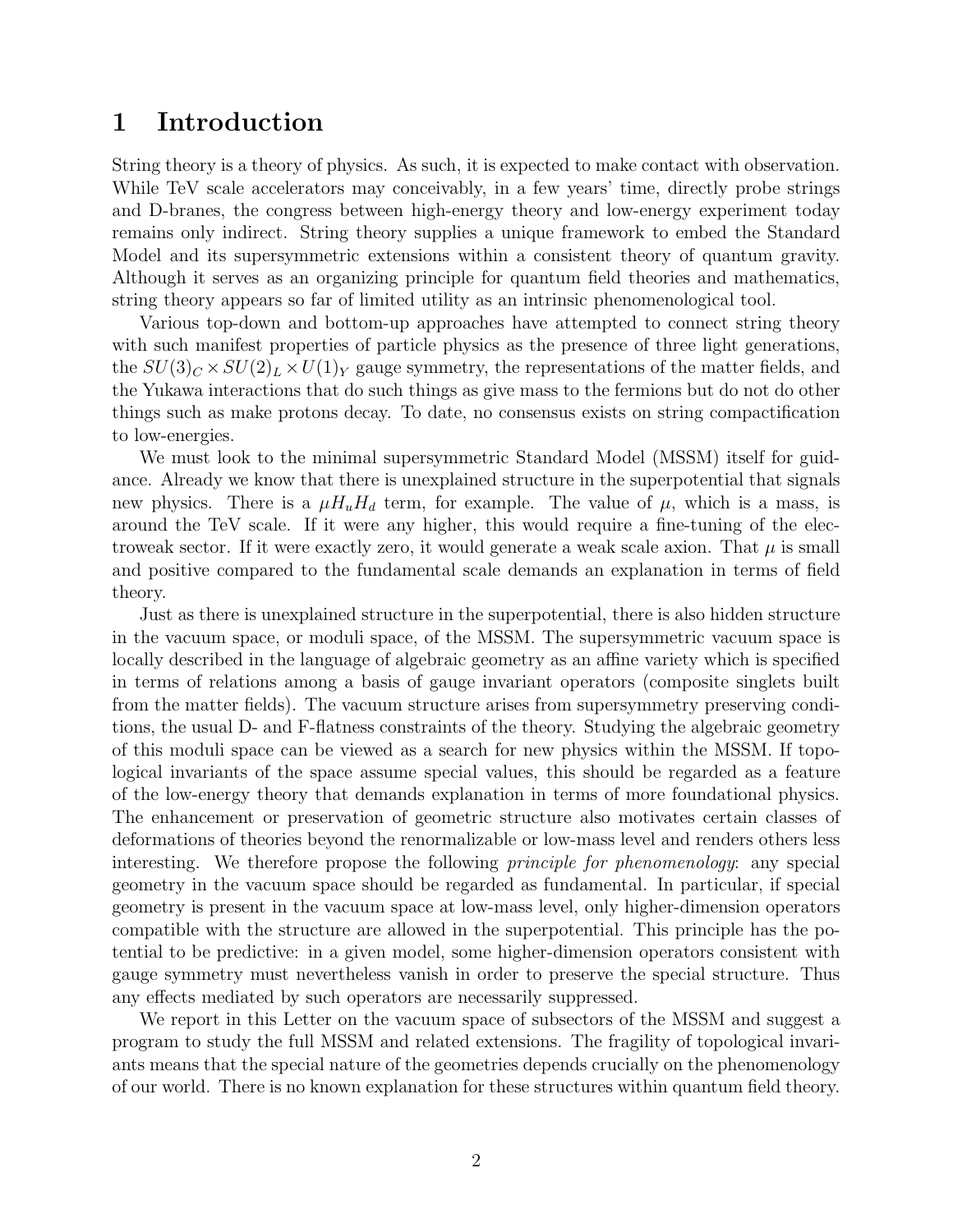# 1 Introduction

String theory is a theory of physics. As such, it is expected to make contact with observation. While TeV scale accelerators may conceivably, in a few years' time, directly probe strings and D-branes, the congress between high-energy theory and low-energy experiment today remains only indirect. String theory supplies a unique framework to embed the Standard Model and its supersymmetric extensions within a consistent theory of quantum gravity. Although it serves as an organizing principle for quantum field theories and mathematics, string theory appears so far of limited utility as an intrinsic phenomenological tool.

Various top-down and bottom-up approaches have attempted to connect string theory with such manifest properties of particle physics as the presence of three light generations, the $SU(3)_C \times SU(2)_L \times U(1)_Y$ gauge symmetry, the representations of the matter fields, and the Yukawa interactions that do such things as give mass to the fermions but do not do other things such as make protons decay. To date, no consensus exists on string compactification to low-energies.

We must look to the minimal supersymmetric Standard Model (MSSM) itself for guidance. Already we know that there is unexplained structure in the superpotential that signals new physics. There is a $\mu H_u H_d$ term, for example. The value of $\mu$, which is a mass, is around the TeV scale. If it were any higher, this would require a fine-tuning of the electroweak sector. If it were exactly zero, it would generate a weak scale axion. That $\mu$ is small and positive compared to the fundamental scale demands an explanation in terms of field theory.

Just as there is unexplained structure in the superpotential, there is also hidden structure in the vacuum space, or moduli space, of the MSSM. The supersymmetric vacuum space is locally described in the language of algebraic geometry as an affine variety which is specified in terms of relations among a basis of gauge invariant operators (composite singlets built from the matter fields). The vacuum structure arises from supersymmetry preserving conditions, the usual D- and F-flatness constraints of the theory. Studying the algebraic geometry of this moduli space can be viewed as a search for new physics within the MSSM. If topological invariants of the space assume special values, this should be regarded as a feature of the low-energy theory that demands explanation in terms of more foundational physics. The enhancement or preservation of geometric structure also motivates certain classes of deformations of theories beyond the renormalizable or low-mass level and renders others less interesting. We therefore propose the following *principle for phenomenology*: any special geometry in the vacuum space should be regarded as fundamental. In particular, if special geometry is present in the vacuum space at low-mass level, only higher-dimension operators compatible with the structure are allowed in the superpotential. This principle has the potential to be predictive: in a given model, some higher-dimension operators consistent with gauge symmetry must nevertheless vanish in order to preserve the special structure. Thus any effects mediated by such operators are necessarily suppressed.

We report in this Letter on the vacuum space of subsectors of the MSSM and suggest a program to study the full MSSM and related extensions. The fragility of topological invariants means that the special nature of the geometries depends crucially on the phenomenology of our world. There is no known explanation for these structures within quantum field theory.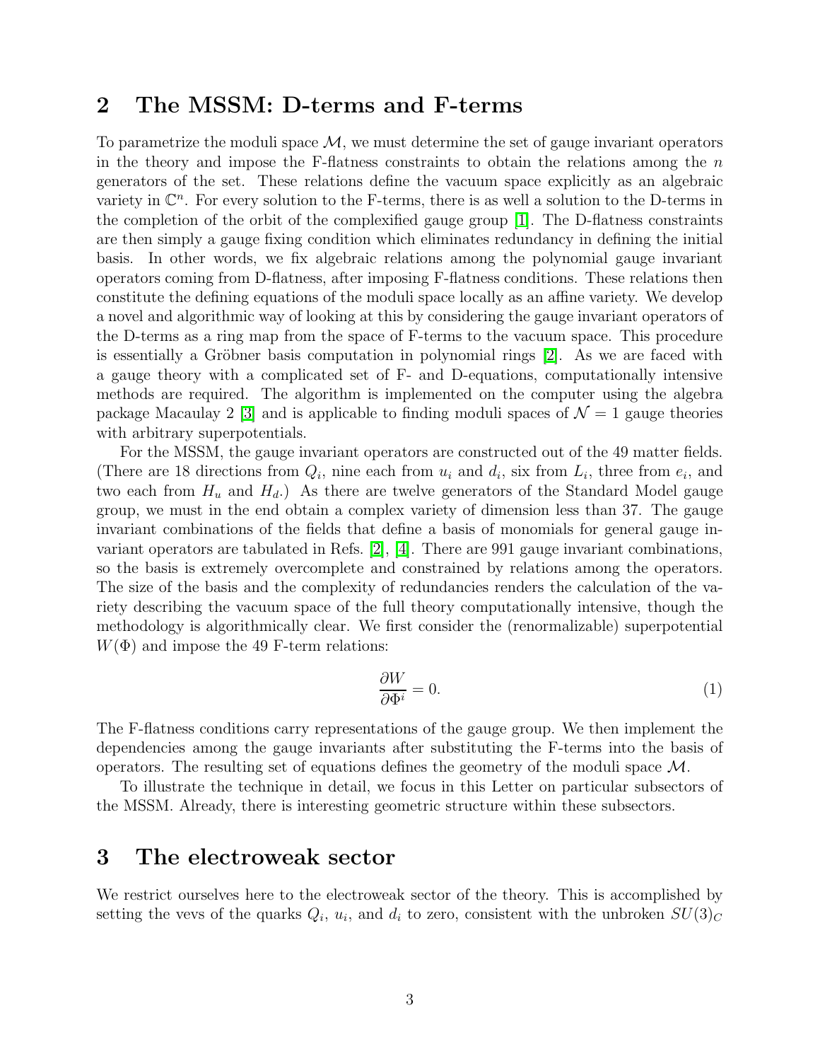## 2 The MSSM: D-terms and F-terms

To parametrize the moduli space $\mathcal{M}$, we must determine the set of gauge invariant operators in the theory and impose the F-flatness constraints to obtain the relations among the $n$ generators of the set. These relations define the vacuum space explicitly as an algebraic variety in $\mathbb{C}^n$. For every solution to the F-terms, there is as well a solution to the D-terms in the completion of the orbit of the complexified gauge group [1]. The D-flatness constraints are then simply a gauge fixing condition which eliminates redundancy in defining the initial basis. In other words, we fix algebraic relations among the polynomial gauge invariant operators coming from D-flatness, after imposing F-flatness conditions. These relations then constitute the defining equations of the moduli space locally as an affine variety. We develop a novel and algorithmic way of looking at this by considering the gauge invariant operators of the D-terms as a ring map from the space of F-terms to the vacuum space. This procedure is essentially a Gröbner basis computation in polynomial rings [2]. As we are faced with a gauge theory with a complicated set of F- and D-equations, computationally intensive methods are required. The algorithm is implemented on the computer using the algebra package Macaulay 2 [3] and is applicable to finding moduli spaces of $\mathcal{N} = 1$ gauge theories with arbitrary superpotentials.

For the MSSM, the gauge invariant operators are constructed out of the 49 matter fields. (There are 18 directions from $Q_i$, nine each from $u_i$ and $d_i$, six from $L_i$, three from $e_i$, and two each from $H_u$ and $H_d$.) As there are twelve generators of the Standard Model gauge group, we must in the end obtain a complex variety of dimension less than 37. The gauge invariant combinations of the fields that define a basis of monomials for general gauge invariant operators are tabulated in Refs. [2], [4]. There are 991 gauge invariant combinations, so the basis is extremely overcomplete and constrained by relations among the operators. The size of the basis and the complexity of redundancies renders the calculation of the variety describing the vacuum space of the full theory computationally intensive, though the methodology is algorithmically clear. We first consider the (renormalizable) superpotential $W(\Phi)$ and impose the 49 F-term relations:

$$\frac{\partial W}{\partial \Phi^i} = 0. \tag{1}$$

The F-flatness conditions carry representations of the gauge group. We then implement the dependencies among the gauge invariants after substituting the F-terms into the basis of operators. The resulting set of equations defines the geometry of the moduli space $\mathcal{M}$.

To illustrate the technique in detail, we focus in this Letter on particular subsectors of the MSSM. Already, there is interesting geometric structure within these subsectors.

## 3 The electroweak sector

We restrict ourselves here to the electroweak sector of the theory. This is accomplished by setting the vevs of the quarks $Q_i$, $u_i$, and $d_i$ to zero, consistent with the unbroken $SU(3)_C$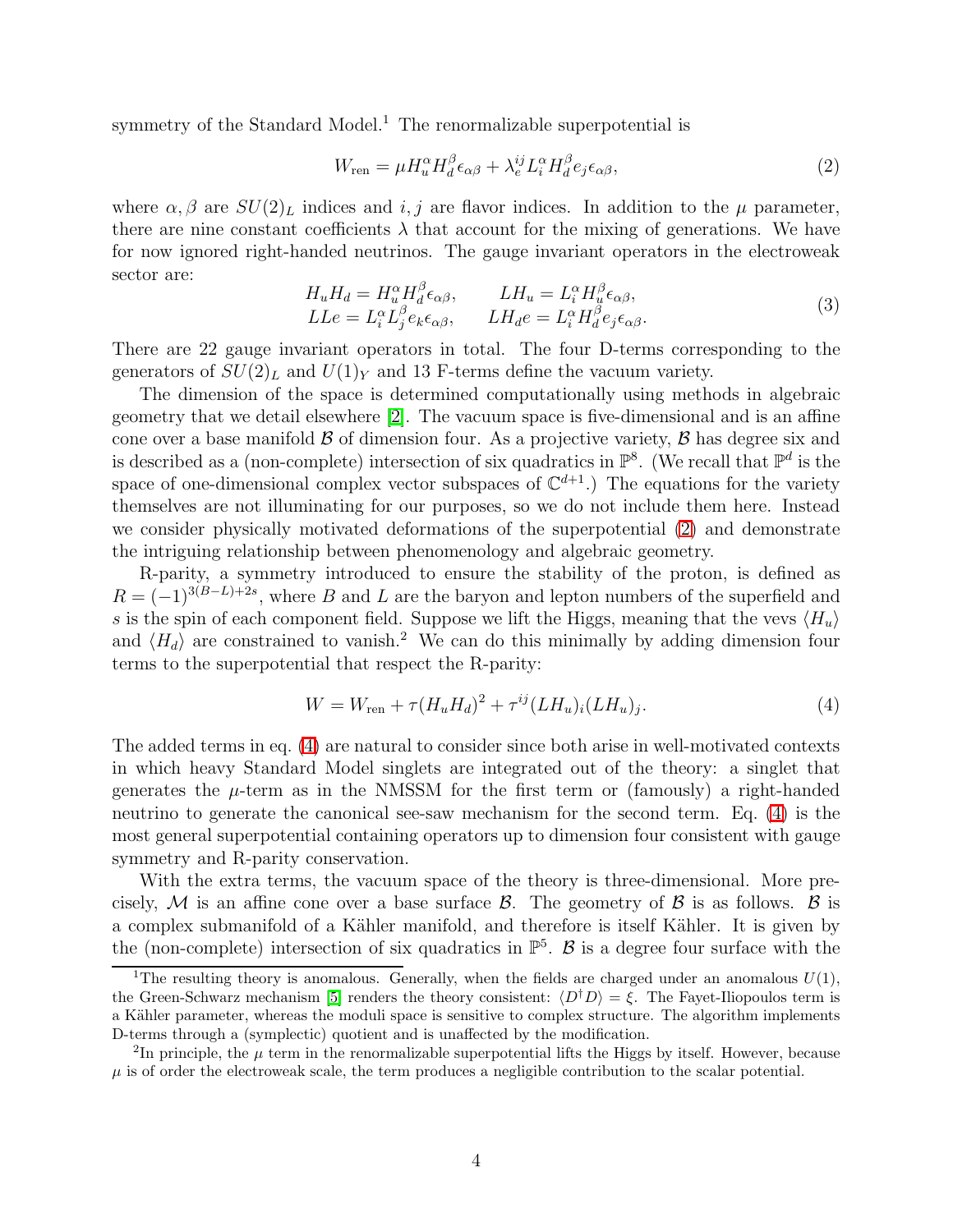symmetry of the Standard Model.[1] The renormalizable superpotential is

$$W_{\text{ren}} = \mu H_u^\alpha H_d^\beta \epsilon_{\alpha\beta} + \lambda_e^{ij} L_i^\alpha H_d^\beta e_j \epsilon_{\alpha\beta}, \tag{2}$$

where $\alpha, \beta$ are $SU(2)_L$ indices and $i, j$ are flavor indices. In addition to the $\mu$ parameter, there are nine constant coefficients $\lambda$ that account for the mixing of generations. We have for now ignored right-handed neutrinos. The gauge invariant operators in the electroweak sector are:

$$\begin{array}{ll} H_u H_d = H_u^\alpha H_d^\beta \epsilon_{\alpha\beta}, & LH_u = L_i^\alpha H_u^\beta \epsilon_{\alpha\beta}, \\ LLe = L_i^\alpha L_j^\beta e_k \epsilon_{\alpha\beta}, & LH_d e = L_i^\alpha H_d^\beta e_j \epsilon_{\alpha\beta}. \end{array} \tag{3}$$

There are 22 gauge invariant operators in total. The four D-terms corresponding to the generators of $SU(2)_L$ and $U(1)_Y$ and 13 F-terms define the vacuum variety.

The dimension of the space is determined computationally using methods in algebraic geometry that we detail elsewhere [2]. The vacuum space is five-dimensional and is an affine cone over a base manifold $\mathcal{B}$ of dimension four. As a projective variety, $\mathcal{B}$ has degree six and is described as a (non-complete) intersection of six quadratics in $\mathbb{P}^8$. (We recall that $\mathbb{P}^d$ is the space of one-dimensional complex vector subspaces of $\mathbb{C}^{d+1}$.) The equations for the variety themselves are not illuminating for our purposes, so we do not include them here. Instead we consider physically motivated deformations of the superpotential (2) and demonstrate the intriguing relationship between phenomenology and algebraic geometry.

R-parity, a symmetry introduced to ensure the stability of the proton, is defined as $R = (-1)^{3(B-L)+2s}$, where $B$ and $L$ are the baryon and lepton numbers of the superfield and $s$ is the spin of each component field. Suppose we lift the Higgs, meaning that the vevs $\langle H_u \rangle$ and $\langle H_d \rangle$ are constrained to vanish.[2] We can do this minimally by adding dimension four terms to the superpotential that respect the R-parity:

$$W = W_{\text{ren}} + \tau (H_u H_d)^2 + \tau^{ij} (LH_u)_i (LH_u)_j. \tag{4}$$

The added terms in eq. (4) are natural to consider since both arise in well-motivated contexts in which heavy Standard Model singlets are integrated out of the theory: a singlet that generates the $\mu$-term as in the NMSSM for the first term or (famously) a right-handed neutrino to generate the canonical see-saw mechanism for the second term. Eq. (4) is the most general superpotential containing operators up to dimension four consistent with gauge symmetry and R-parity conservation.

With the extra terms, the vacuum space of the theory is three-dimensional. More precisely, $\mathcal{M}$ is an affine cone over a base surface $\mathcal{B}$. The geometry of $\mathcal{B}$ is as follows. $\mathcal{B}$ is a complex submanifold of a Kähler manifold, and therefore is itself Kähler. It is given by the (non-complete) intersection of six quadratics in $\mathbb{P}^5$. $\mathcal{B}$ is a degree four surface with the

[1] The resulting theory is anomalous. Generally, when the fields are charged under an anomalous $U(1)$, the Green-Schwarz mechanism [5] renders the theory consistent: $\langle D^\dagger D \rangle = \xi$. The Fayet-Iliopoulos term is a Kähler parameter, whereas the moduli space is sensitive to complex structure. The algorithm implements D-terms through a (symplectic) quotient and is unaffected by the modification.

[2] In principle, the $\mu$ term in the renormalizable superpotential lifts the Higgs by itself. However, because $\mu$ is of order the electroweak scale, the term produces a negligible contribution to the scalar potential.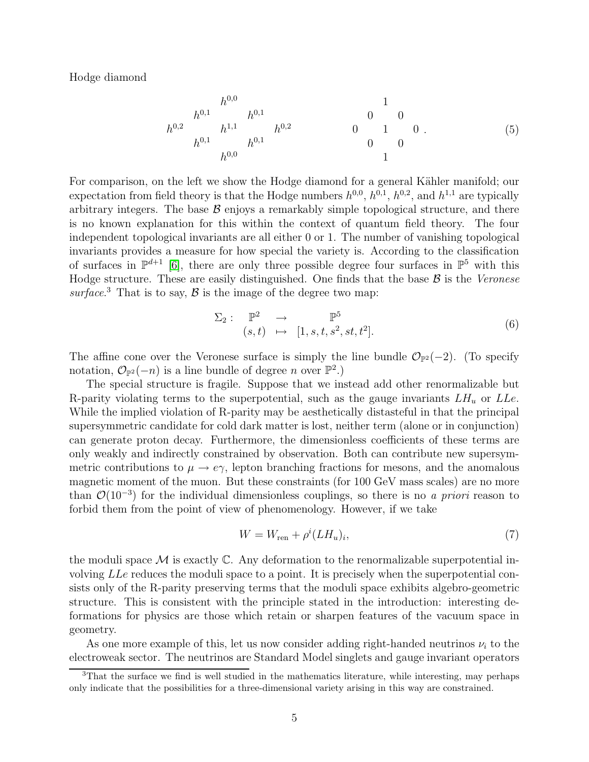Hodge diamond

$$
\begin{array}{ccccc}
 & & h^{0,0} & & \\
 & h^{0,1} & & h^{0,1} & \\
h^{0,2} & & h^{1,1} & & h^{0,2} \\
 & h^{0,1} & & h^{0,1} & \\
 & & h^{0,0} & &
\end{array}
\qquad\qquad
\begin{array}{ccccc}
 & & 1 & & \\
 & 0 & & 0 & \\
0 & & 1 & & 0 \\
 & 0 & & 0 & \\
 & & 1 & &
\end{array}
\;. \tag{5}
$$

For comparison, on the left we show the Hodge diamond for a general Kähler manifold; our expectation from field theory is that the Hodge numbers $h^{0,0}$, $h^{0,1}$, $h^{0,2}$, and $h^{1,1}$ are typically arbitrary integers. The base $\mathcal{B}$ enjoys a remarkably simple topological structure, and there is no known explanation for this within the context of quantum field theory. The four independent topological invariants are all either 0 or 1. The number of vanishing topological invariants provides a measure for how special the variety is. According to the classification of surfaces in $\mathbb{P}^{d+1}$ [6], there are only three possible degree four surfaces in $\mathbb{P}^5$ with this Hodge structure. These are easily distinguished. One finds that the base $\mathcal{B}$ is the *Veronese surface*.[3] That is to say, $\mathcal{B}$ is the image of the degree two map:

$$
\begin{array}{cccc}
\Sigma_2: & \mathbb{P}^2 & \to & \mathbb{P}^5 \\
 & (s,t) & \mapsto & [1, s, t, s^2, st, t^2].
\end{array} \tag{6}
$$

The affine cone over the Veronese surface is simply the line bundle $\mathcal{O}_{\mathbb{P}^2}(-2)$. (To specify notation, $\mathcal{O}_{\mathbb{P}^2}(-n)$ is a line bundle of degree $n$ over $\mathbb{P}^2$.)

The special structure is fragile. Suppose that we instead add other renormalizable but R-parity violating terms to the superpotential, such as the gauge invariants $LH_u$ or $LLe$. While the implied violation of R-parity may be aesthetically distasteful in that the principal supersymmetric candidate for cold dark matter is lost, neither term (alone or in conjunction) can generate proton decay. Furthermore, the dimensionless coefficients of these terms are only weakly and indirectly constrained by observation. Both can contribute new supersymmetric contributions to $\mu \to e\gamma$, lepton branching fractions for mesons, and the anomalous magnetic moment of the muon. But these constraints (for 100 GeV mass scales) are no more than $\mathcal{O}(10^{-3})$ for the individual dimensionless couplings, so there is no *a priori* reason to forbid them from the point of view of phenomenology. However, if we take

$$
W = W_{\text{ren}} + \rho^i (LH_u)_i, \tag{7}
$$

the moduli space $\mathcal{M}$ is exactly $\mathbb{C}$. Any deformation to the renormalizable superpotential involving $LLe$ reduces the moduli space to a point. It is precisely when the superpotential consists only of the R-parity preserving terms that the moduli space exhibits algebro-geometric structure. This is consistent with the principle stated in the introduction: interesting deformations for physics are those which retain or sharpen features of the vacuum space in geometry.

As one more example of this, let us now consider adding right-handed neutrinos $\nu_i$ to the electroweak sector. The neutrinos are Standard Model singlets and gauge invariant operators

[3] That the surface we find is well studied in the mathematics literature, while interesting, may perhaps only indicate that the possibilities for a three-dimensional variety arising in this way are constrained.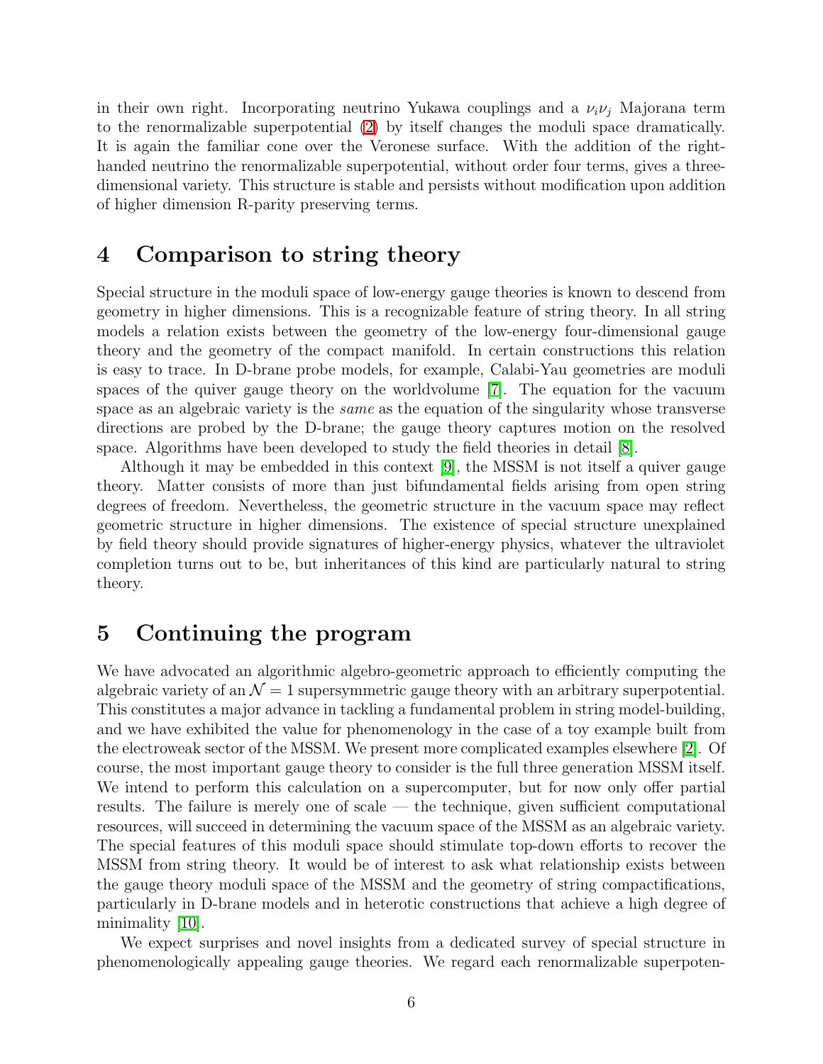in their own right. Incorporating neutrino Yukawa couplings and a $\nu_i\nu_j$ Majorana term to the renormalizable superpotential (2) by itself changes the moduli space dramatically. It is again the familiar cone over the Veronese surface. With the addition of the right-handed neutrino the renormalizable superpotential, without order four terms, gives a three-dimensional variety. This structure is stable and persists without modification upon addition of higher dimension R-parity preserving terms.

# 4 Comparison to string theory

Special structure in the moduli space of low-energy gauge theories is known to descend from geometry in higher dimensions. This is a recognizable feature of string theory. In all string models a relation exists between the geometry of the low-energy four-dimensional gauge theory and the geometry of the compact manifold. In certain constructions this relation is easy to trace. In D-brane probe models, for example, Calabi-Yau geometries are moduli spaces of the quiver gauge theory on the worldvolume [7]. The equation for the vacuum space as an algebraic variety is the *same* as the equation of the singularity whose transverse directions are probed by the D-brane; the gauge theory captures motion on the resolved space. Algorithms have been developed to study the field theories in detail [8].

Although it may be embedded in this context [9], the MSSM is not itself a quiver gauge theory. Matter consists of more than just bifundamental fields arising from open string degrees of freedom. Nevertheless, the geometric structure in the vacuum space may reflect geometric structure in higher dimensions. The existence of special structure unexplained by field theory should provide signatures of higher-energy physics, whatever the ultraviolet completion turns out to be, but inheritances of this kind are particularly natural to string theory.

# 5 Continuing the program

We have advocated an algorithmic algebro-geometric approach to efficiently computing the algebraic variety of an $\mathcal{N} = 1$ supersymmetric gauge theory with an arbitrary superpotential. This constitutes a major advance in tackling a fundamental problem in string model-building, and we have exhibited the value for phenomenology in the case of a toy example built from the electroweak sector of the MSSM. We present more complicated examples elsewhere [2]. Of course, the most important gauge theory to consider is the full three generation MSSM itself. We intend to perform this calculation on a supercomputer, but for now only offer partial results. The failure is merely one of scale — the technique, given sufficient computational resources, will succeed in determining the vacuum space of the MSSM as an algebraic variety. The special features of this moduli space should stimulate top-down efforts to recover the MSSM from string theory. It would be of interest to ask what relationship exists between the gauge theory moduli space of the MSSM and the geometry of string compactifications, particularly in D-brane models and in heterotic constructions that achieve a high degree of minimality [10].

We expect surprises and novel insights from a dedicated survey of special structure in phenomenologically appealing gauge theories. We regard each renormalizable superpoten-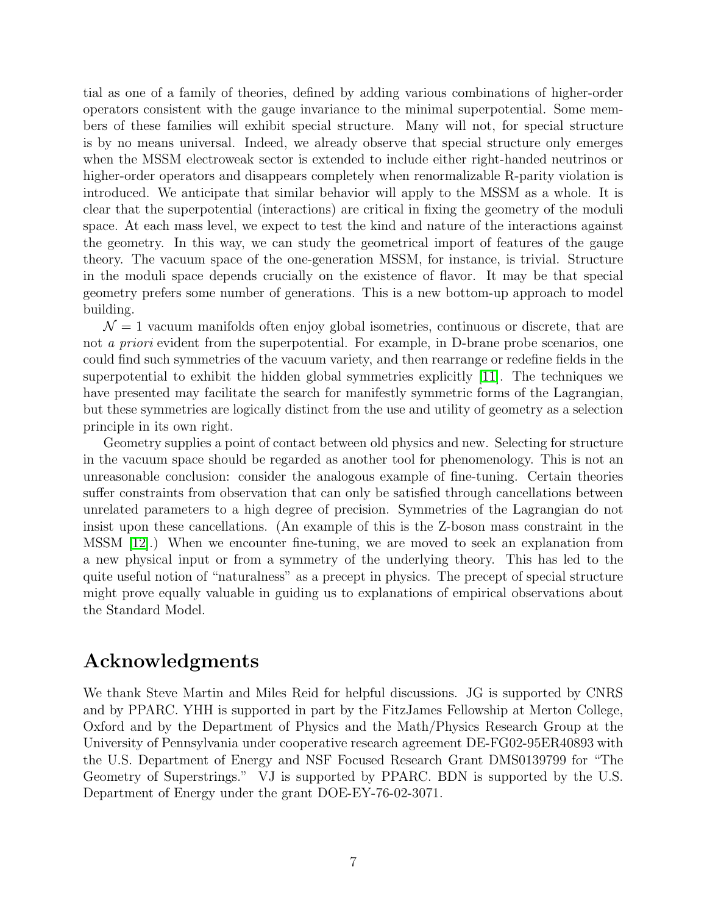tial as one of a family of theories, defined by adding various combinations of higher-order operators consistent with the gauge invariance to the minimal superpotential. Some members of these families will exhibit special structure. Many will not, for special structure is by no means universal. Indeed, we already observe that special structure only emerges when the MSSM electroweak sector is extended to include either right-handed neutrinos or higher-order operators and disappears completely when renormalizable R-parity violation is introduced. We anticipate that similar behavior will apply to the MSSM as a whole. It is clear that the superpotential (interactions) are critical in fixing the geometry of the moduli space. At each mass level, we expect to test the kind and nature of the interactions against the geometry. In this way, we can study the geometrical import of features of the gauge theory. The vacuum space of the one-generation MSSM, for instance, is trivial. Structure in the moduli space depends crucially on the existence of flavor. It may be that special geometry prefers some number of generations. This is a new bottom-up approach to model building.

$\mathcal{N} = 1$ vacuum manifolds often enjoy global isometries, continuous or discrete, that are not *a priori* evident from the superpotential. For example, in D-brane probe scenarios, one could find such symmetries of the vacuum variety, and then rearrange or redefine fields in the superpotential to exhibit the hidden global symmetries explicitly [11]. The techniques we have presented may facilitate the search for manifestly symmetric forms of the Lagrangian, but these symmetries are logically distinct from the use and utility of geometry as a selection principle in its own right.

Geometry supplies a point of contact between old physics and new. Selecting for structure in the vacuum space should be regarded as another tool for phenomenology. This is not an unreasonable conclusion: consider the analogous example of fine-tuning. Certain theories suffer constraints from observation that can only be satisfied through cancellations between unrelated parameters to a high degree of precision. Symmetries of the Lagrangian do not insist upon these cancellations. (An example of this is the Z-boson mass constraint in the MSSM [12].) When we encounter fine-tuning, we are moved to seek an explanation from a new physical input or from a symmetry of the underlying theory. This has led to the quite useful notion of "naturalness" as a precept in physics. The precept of special structure might prove equally valuable in guiding us to explanations of empirical observations about the Standard Model.

## Acknowledgments

We thank Steve Martin and Miles Reid for helpful discussions. JG is supported by CNRS and by PPARC. YHH is supported in part by the FitzJames Fellowship at Merton College, Oxford and by the Department of Physics and the Math/Physics Research Group at the University of Pennsylvania under cooperative research agreement DE-FG02-95ER40893 with the U.S. Department of Energy and NSF Focused Research Grant DMS0139799 for "The Geometry of Superstrings." VJ is supported by PPARC. BDN is supported by the U.S. Department of Energy under the grant DOE-EY-76-02-3071.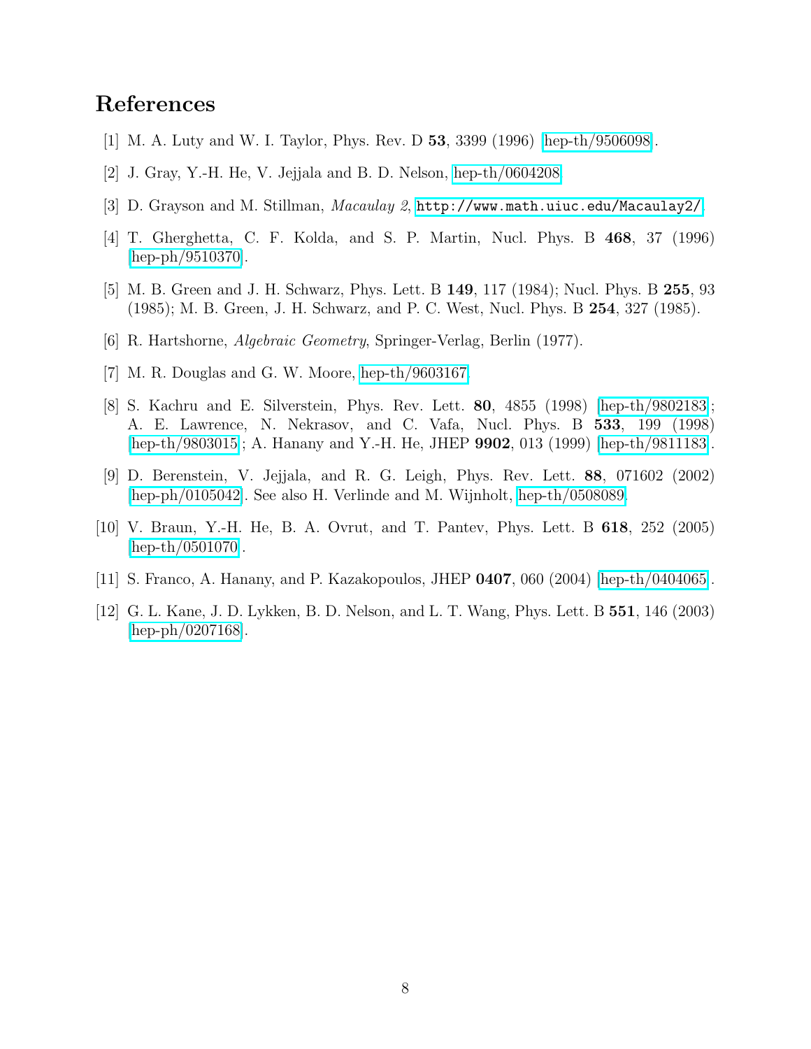# References

[1] M. A. Luty and W. I. Taylor, Phys. Rev. D **53**, 3399 (1996) [hep-th/9506098].

[2] J. Gray, Y.-H. He, V. Jejjala and B. D. Nelson, hep-th/0604208.

[3] D. Grayson and M. Stillman, *Macaulay 2*, `http://www.math.uiuc.edu/Macaulay2/`.

[4] T. Gherghetta, C. F. Kolda, and S. P. Martin, Nucl. Phys. B **468**, 37 (1996) [hep-ph/9510370].

[5] M. B. Green and J. H. Schwarz, Phys. Lett. B **149**, 117 (1984); Nucl. Phys. B **255**, 93 (1985); M. B. Green, J. H. Schwarz, and P. C. West, Nucl. Phys. B **254**, 327 (1985).

[6] R. Hartshorne, *Algebraic Geometry*, Springer-Verlag, Berlin (1977).

[7] M. R. Douglas and G. W. Moore, hep-th/9603167.

[8] S. Kachru and E. Silverstein, Phys. Rev. Lett. **80**, 4855 (1998) [hep-th/9802183]; A. E. Lawrence, N. Nekrasov, and C. Vafa, Nucl. Phys. B **533**, 199 (1998) [hep-th/9803015]; A. Hanany and Y.-H. He, JHEP **9902**, 013 (1999) [hep-th/9811183].

[9] D. Berenstein, V. Jejjala, and R. G. Leigh, Phys. Rev. Lett. **88**, 071602 (2002) [hep-ph/0105042]. See also H. Verlinde and M. Wijnholt, hep-th/0508089.

[10] V. Braun, Y.-H. He, B. A. Ovrut, and T. Pantev, Phys. Lett. B **618**, 252 (2005) [hep-th/0501070].

[11] S. Franco, A. Hanany, and P. Kazakopoulos, JHEP **0407**, 060 (2004) [hep-th/0404065].

[12] G. L. Kane, J. D. Lykken, B. D. Nelson, and L. T. Wang, Phys. Lett. B **551**, 146 (2003) [hep-ph/0207168].